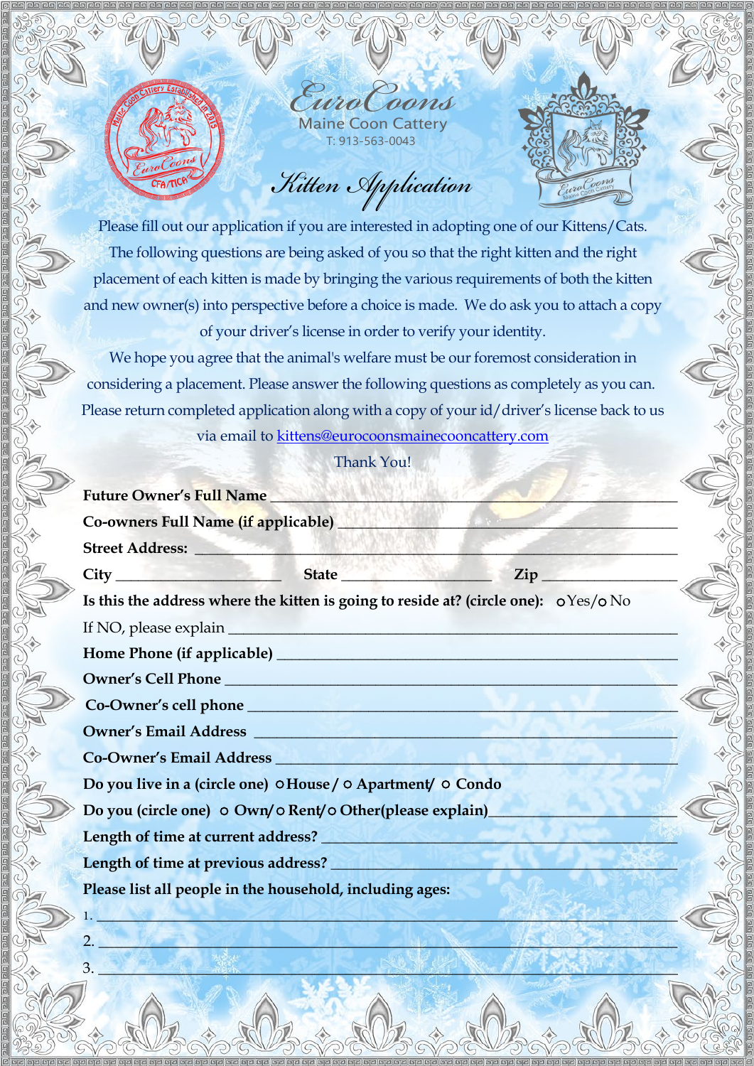# EuroCoons

Maine Coon Cattery

T: 913-563-0043

## Kitten Application

Please fill out our application if you are interested in adopting one of our Kittens/Cats. The following questions are being asked of you so that the right kitten and the right placement of each kitten is made by bringing the various requirements of both the kitten and new owner(s) into perspective before a choice is made. We do ask you to attach a copy of your driver's license in order to verify your identity.

We hope you agree that the animal's welfare must be our foremost consideration in considering a placement. Please answer the following questions as completely as you can. Please return completed application along with a copy of your id/driver's license back to us via email to kittens@eurocoonsmainecooncattery.com

Thank You!

**Future Owner's Full Name** ___________________________________________

**Co-owners Full Name (if applicable)** ___________________________________

**Street Address:** ______________________________________________________

**City** ____________________ **State** __________________ **Zip** ______________

**Is this the address where the kitten is going to reside at? (circle one):** ○ Yes/ ○ No

If NO, please explain ___________________________________________________

**Home Phone (if applicable)** ____________________________________________

**Owner's Cell Phone** ___________________________________________________

**Co-Owner's cell phone** ________________________________________________

**Owner's Email Address** ________________________________________________

**Co-Owner's Email Address** _____________________________________________

**Do you live in a (circle one)** ○ **House** / ○ **Apartment**/ ○ **Condo**

**Do you (circle one)** ○ **Own**/ ○ **Rent**/ ○ **Other(please explain)**_______________

**Length of time at current address?** _____________________________________

**Length of time at previous address?** ____________________________________

**Please list all people in the household, including ages:**

1. ______________________________________________________________
2. ______________________________________________________________
3. ______________________________________________________________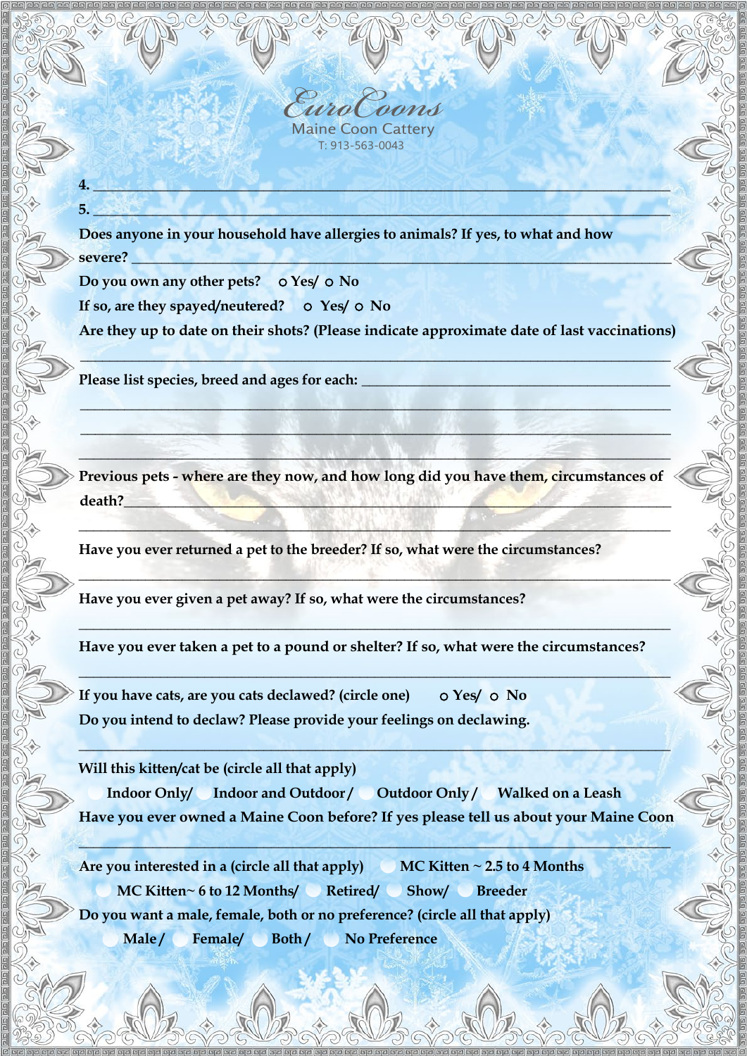EuroCoons

Maine Coon Cattery

T: 913-563-0043

4. ______________________________________________________________________________

5. ______________________________________________________________________________

Does anyone in your household have allergies to animals? If yes, to what and how severe? ______________________________________________________________________________

Do you own any other pets? ○ Yes/ ○ No

If so, are they spayed/neutered? ○ Yes/ ○ No

Are they up to date on their shots? (Please indicate approximate date of last vaccinations)

______________________________________________________________________________

Please list species, breed and ages for each: ______________________________________

______________________________________________________________________________

______________________________________________________________________________

______________________________________________________________________________

Previous pets - where are they now, and how long did you have them, circumstances of death?______________________________________________________________________

______________________________________________________________________________

Have you ever returned a pet to the breeder? If so, what were the circumstances?

______________________________________________________________________________

Have you ever given a pet away? If so, what were the circumstances?

______________________________________________________________________________

Have you ever taken a pet to a pound or shelter? If so, what were the circumstances?

______________________________________________________________________________

If you have cats, are you cats declawed? (circle one) ○ Yes/ ○ No

Do you intend to declaw? Please provide your feelings on declawing.

______________________________________________________________________________

Will this kitten/cat be (circle all that apply)

○ Indoor Only/ ○ Indoor and Outdoor / ○ Outdoor Only / ○ Walked on a Leash

Have you ever owned a Maine Coon before? If yes please tell us about your Maine Coon

______________________________________________________________________________

Are you interested in a (circle all that apply) ○ MC Kitten ~ 2.5 to 4 Months

○ MC Kitten~ 6 to 12 Months/ ○ Retired/ ○ Show/ ○ Breeder

Do you want a male, female, both or no preference? (circle all that apply)

○ Male / ○ Female/ ○ Both / ○ No Preference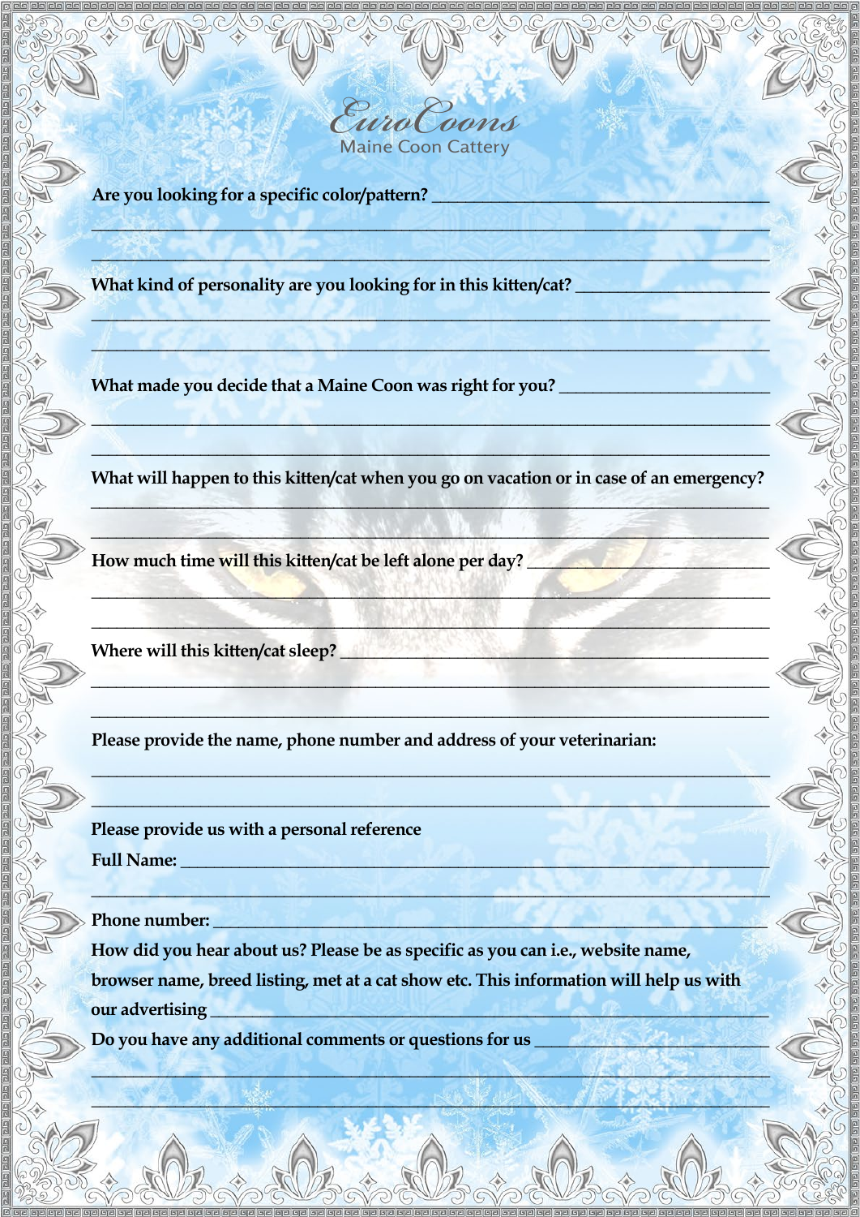EuroCoons

Maine Coon Cattery

Are you looking for a specific color/pattern? ___________________________________

_______________________________________________________________________

_______________________________________________________________________

What kind of personality are you looking for in this kitten/cat? ___________________

_______________________________________________________________________

_______________________________________________________________________

What made you decide that a Maine Coon was right for you? _____________________

_______________________________________________________________________

_______________________________________________________________________

What will happen to this kitten/cat when you go on vacation or in case of an emergency?

_______________________________________________________________________

_______________________________________________________________________

How much time will this kitten/cat be left alone per day? _________________________

_______________________________________________________________________

_______________________________________________________________________

Where will this kitten/cat sleep? _____________________________________________

_______________________________________________________________________

_______________________________________________________________________

Please provide the name, phone number and address of your veterinarian:

_______________________________________________________________________

_______________________________________________________________________

Please provide us with a personal reference

Full Name: _____________________________________________________________

_______________________________________________________________________

Phone number: __________________________________________________________

How did you hear about us? Please be as specific as you can i.e., website name, browser name, breed listing, met at a cat show etc. This information will help us with our advertising ________________________________________________________

Do you have any additional comments or questions for us ________________________

_______________________________________________________________________

_______________________________________________________________________